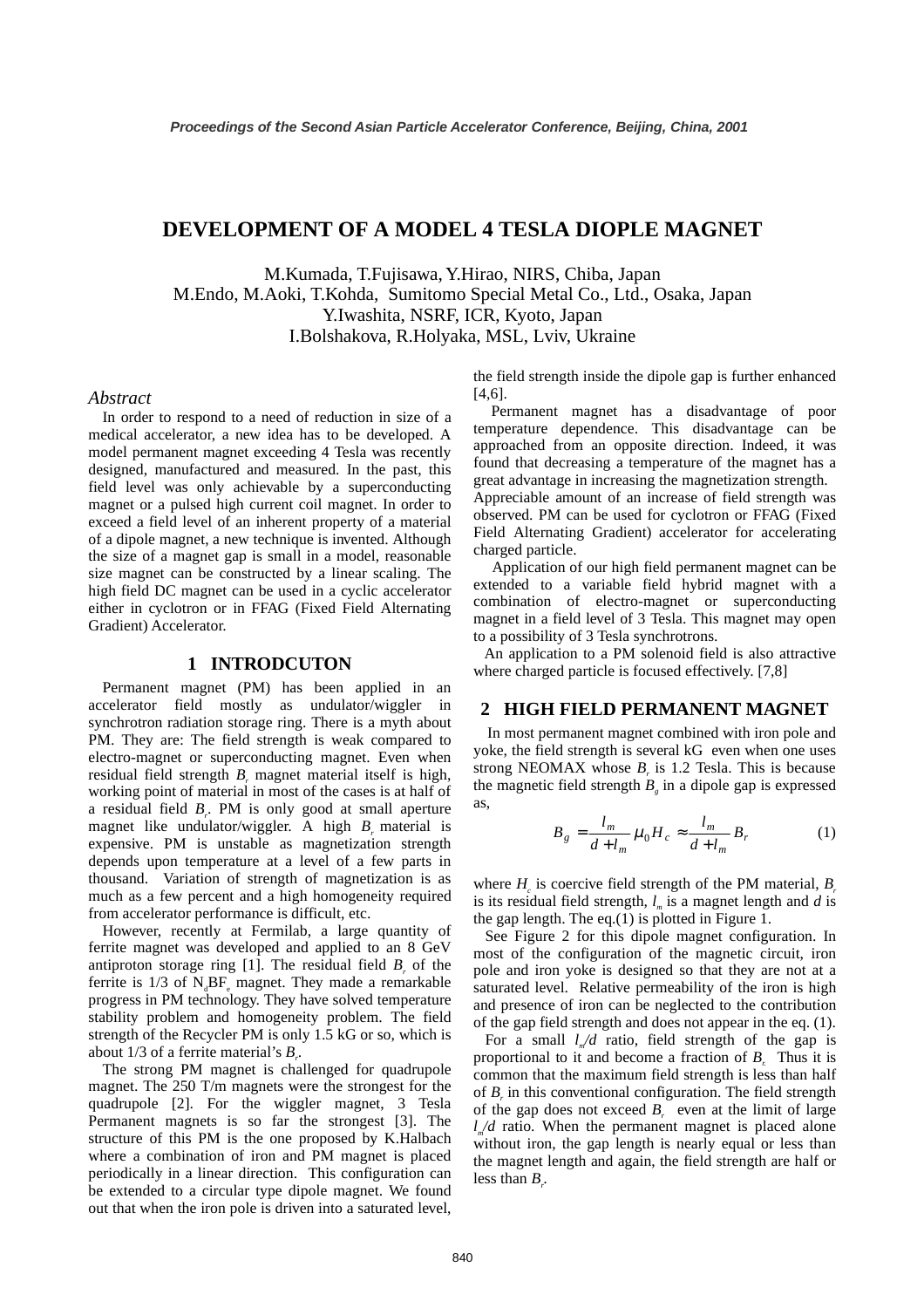# DEVELOPMENT OF A MODEL 4 TESLA DIOPLE MAGNET

M.Kumada, T.Fujisawa, Y.Hirao, NIRS, Chiba, Japan
M.Endo, M.Aoki, T.Kohda, Sumitomo Special Metal Co., Ltd., Osaka, Japan
Y.Iwashita, NSRF, ICR, Kyoto, Japan
I.Bolshakova, R.Holyaka, MSL, Lviv, Ukraine

### *Abstract*

In order to respond to a need of reduction in size of a medical accelerator, a new idea has to be developed. A model permanent magnet exceeding 4 Tesla was recently designed, manufactured and measured. In the past, this field level was only achievable by a superconducting magnet or a pulsed high current coil magnet. In order to exceed a field level of an inherent property of a material of a dipole magnet, a new technique is invented. Although the size of a magnet gap is small in a model, reasonable size magnet can be constructed by a linear scaling. The high field DC magnet can be used in a cyclic accelerator either in cyclotron or in FFAG (Fixed Field Alternating Gradient) Accelerator.

## 1 INTRODCUTON

Permanent magnet (PM) has been applied in an accelerator field mostly as undulator/wiggler in synchrotron radiation storage ring. There is a myth about PM. They are: The field strength is weak compared to electro-magnet or superconducting magnet. Even when residual field strength $B_r$ magnet material itself is high, working point of material in most of the cases is at half of a residual field $B_r$. PM is only good at small aperture magnet like undulator/wiggler. A high $B_r$ material is expensive. PM is unstable as magnetization strength depends upon temperature at a level of a few parts in thousand. Variation of strength of magnetization is as much as a few percent and a high homogeneity required from accelerator performance is difficult, etc.

However, recently at Fermilab, a large quantity of ferrite magnet was developed and applied to an 8 GeV antiproton storage ring [1]. The residual field $B_r$ of the ferrite is 1/3 of $N_dBF_e$ magnet. They made a remarkable progress in PM technology. They have solved temperature stability problem and homogeneity problem. The field strength of the Recycler PM is only 1.5 kG or so, which is about 1/3 of a ferrite material's $B_r$.

The strong PM magnet is challenged for quadrupole magnet. The 250 T/m magnets were the strongest for the quadrupole [2]. For the wiggler magnet, 3 Tesla Permanent magnets is so far the strongest [3]. The structure of this PM is the one proposed by K.Halbach where a combination of iron and PM magnet is placed periodically in a linear direction. This configuration can be extended to a circular type dipole magnet. We found out that when the iron pole is driven into a saturated level, the field strength inside the dipole gap is further enhanced [4,6].

Permanent magnet has a disadvantage of poor temperature dependence. This disadvantage can be approached from an opposite direction. Indeed, it was found that decreasing a temperature of the magnet has a great advantage in increasing the magnetization strength. Appreciable amount of an increase of field strength was observed. PM can be used for cyclotron or FFAG (Fixed Field Alternating Gradient) accelerator for accelerating charged particle.

Application of our high field permanent magnet can be extended to a variable field hybrid magnet with a combination of electro-magnet or superconducting magnet in a field level of 3 Tesla. This magnet may open to a possibility of 3 Tesla synchrotrons.

An application to a PM solenoid field is also attractive where charged particle is focused effectively. [7,8]

## 2 HIGH FIELD PERMANENT MAGNET

In most permanent magnet combined with iron pole and yoke, the field strength is several kG even when one uses strong NEOMAX whose $B_r$ is 1.2 Tesla. This is because the magnetic field strength $B_g$ in a dipole gap is expressed as,

$$B_g = \frac{l_m}{d + l_m}\mu_0 H_c \approx \frac{l_m}{d + l_m} B_r \qquad (1)$$

where $H_c$ is coercive field strength of the PM material, $B_r$ is its residual field strength, $l_m$ is a magnet length and $d$ is the gap length. The eq.(1) is plotted in Figure 1.

See Figure 2 for this dipole magnet configuration. In most of the configuration of the magnetic circuit, iron pole and iron yoke is designed so that they are not at a saturated level. Relative permeability of the iron is high and presence of iron can be neglected to the contribution of the gap field strength and does not appear in the eq. (1).

For a small $l_m/d$ ratio, field strength of the gap is proportional to it and become a fraction of $B_r$. Thus it is common that the maximum field strength is less than half of $B_r$ in this conventional configuration. The field strength of the gap does not exceed $B_r$ even at the limit of large $l_m/d$ ratio. When the permanent magnet is placed alone without iron, the gap length is nearly equal or less than the magnet length and again, the field strength are half or less than $B_r$.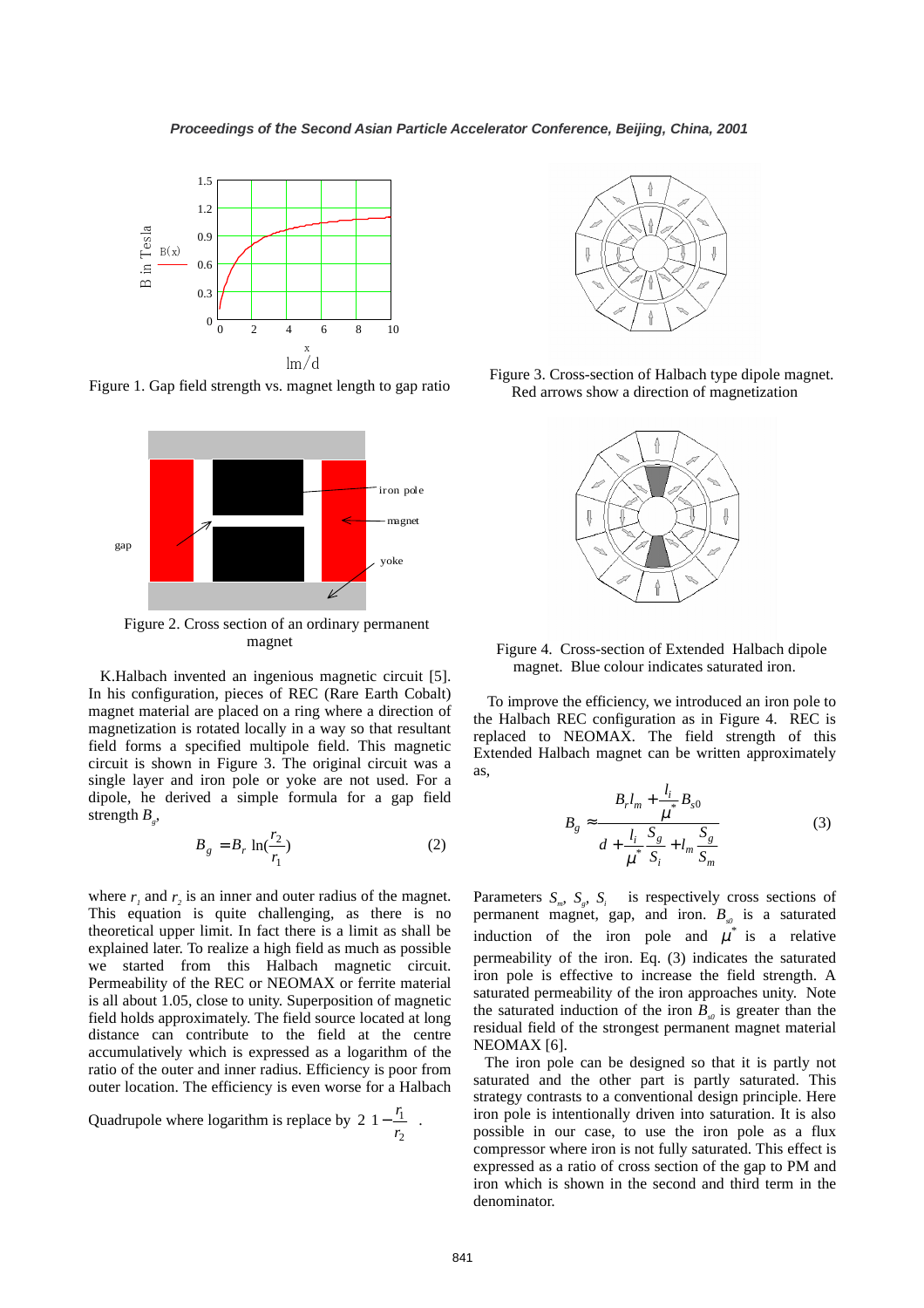Figure 1. Gap field strength vs. magnet length to gap ratio

Figure 2. Cross section of an ordinary permanent magnet

K.Halbach invented an ingenious magnetic circuit [5]. In his configuration, pieces of REC (Rare Earth Cobalt) magnet material are placed on a ring where a direction of magnetization is rotated locally in a way so that resultant field forms a specified multipole field. This magnetic circuit is shown in Figure 3. The original circuit was a single layer and iron pole or yoke are not used. For a dipole, he derived a simple formula for a gap field strength $B_g$,

$$B_g = B_r \ln(\frac{r_2}{r_1}) \tag{2}$$

where $r_1$ and $r_2$ is an inner and outer radius of the magnet. This equation is quite challenging, as there is no theoretical upper limit. In fact there is a limit as shall be explained later. To realize a high field as much as possible we started from this Halbach magnetic circuit. Permeability of the REC or NEOMAX or ferrite material is all about 1.05, close to unity. Superposition of magnetic field holds approximately. The field source located at long distance can contribute to the field at the centre accumulatively which is expressed as a logarithm of the ratio of the outer and inner radius. Efficiency is poor from outer location. The efficiency is even worse for a Halbach Quadrupole where logarithm is replace by $2\left(1-\frac{r_1}{r_2}\right)$.

Figure 3. Cross-section of Halbach type dipole magnet. Red arrows show a direction of magnetization

Figure 4. Cross-section of Extended Halbach dipole magnet. Blue colour indicates saturated iron.

To improve the efficiency, we introduced an iron pole to the Halbach REC configuration as in Figure 4. REC is replaced to NEOMAX. The field strength of this Extended Halbach magnet can be written approximately as,

$$B_g \approx \frac{B_r l_m + \frac{l_i}{\mu^*} B_{s0}}{d + \frac{l_i}{\mu^*}\frac{S_g}{S_i} + l_m \frac{S_g}{S_m}} \tag{3}$$

Parameters $S_m$, $S_g$, $S_i$ is respectively cross sections of permanent magnet, gap, and iron. $B_{s0}$ is a saturated induction of the iron pole and $\mu^*$ is a relative permeability of the iron. Eq. (3) indicates the saturated iron pole is effective to increase the field strength. A saturated permeability of the iron approaches unity. Note the saturated induction of the iron $B_{s0}$ is greater than the residual field of the strongest permanent magnet material NEOMAX [6].

The iron pole can be designed so that it is partly not saturated and the other part is partly saturated. This strategy contrasts to a conventional design principle. Here iron pole is intentionally driven into saturation. It is also possible in our case, to use the iron pole as a flux compressor where iron is not fully saturated. This effect is expressed as a ratio of cross section of the gap to PM and iron which is shown in the second and third term in the denominator.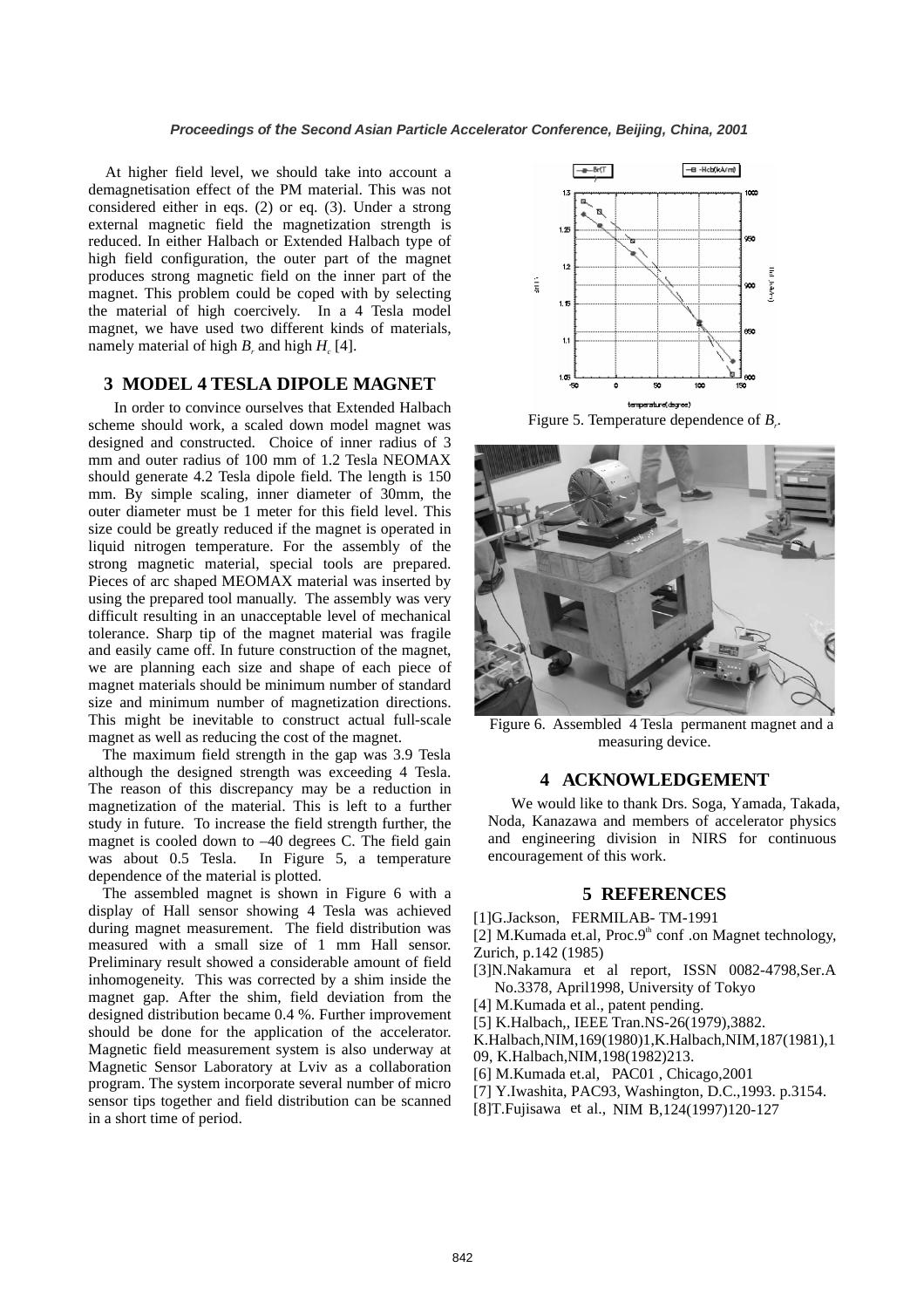At higher field level, we should take into account a demagnetisation effect of the PM material. This was not considered either in eqs. (2) or eq. (3). Under a strong external magnetic field the magnetization strength is reduced. In either Halbach or Extended Halbach type of high field configuration, the outer part of the magnet produces strong magnetic field on the inner part of the magnet. This problem could be coped with by selecting the material of high coercively. In a 4 Tesla model magnet, we have used two different kinds of materials, namely material of high $B_r$ and high $H_c$ [4].

## 3 MODEL 4 TESLA DIPOLE MAGNET

In order to convince ourselves that Extended Halbach scheme should work, a scaled down model magnet was designed and constructed. Choice of inner radius of 3 mm and outer radius of 100 mm of 1.2 Tesla NEOMAX should generate 4.2 Tesla dipole field. The length is 150 mm. By simple scaling, inner diameter of 30mm, the outer diameter must be 1 meter for this field level. This size could be greatly reduced if the magnet is operated in liquid nitrogen temperature. For the assembly of the strong magnetic material, special tools are prepared. Pieces of arc shaped MEOMAX material was inserted by using the prepared tool manually. The assembly was very difficult resulting in an unacceptable level of mechanical tolerance. Sharp tip of the magnet material was fragile and easily came off. In future construction of the magnet, we are planning each size and shape of each piece of magnet materials should be minimum number of standard size and minimum number of magnetization directions. This might be inevitable to construct actual full-scale magnet as well as reducing the cost of the magnet.

The maximum field strength in the gap was 3.9 Tesla although the designed strength was exceeding 4 Tesla. The reason of this discrepancy may be a reduction in magnetization of the material. This is left to a further study in future. To increase the field strength further, the magnet is cooled down to –40 degrees C. The field gain was about 0.5 Tesla. In Figure 5, a temperature dependence of the material is plotted.

The assembled magnet is shown in Figure 6 with a display of Hall sensor showing 4 Tesla was achieved during magnet measurement. The field distribution was measured with a small size of 1 mm Hall sensor. Preliminary result showed a considerable amount of field inhomogeneity. This was corrected by a shim inside the magnet gap. After the shim, field deviation from the designed distribution became 0.4 %. Further improvement should be done for the application of the accelerator. Magnetic field measurement system is also underway at Magnetic Sensor Laboratory at Lviv as a collaboration program. The system incorporate several number of micro sensor tips together and field distribution can be scanned in a short time of period.

Br(T)
Hcb(kA/m)
temperature(degree)

Figure 5. Temperature dependence of $B_r$.

Figure 6. Assembled 4 Tesla permanent magnet and a measuring device.

## 4 ACKNOWLEDGEMENT

We would like to thank Drs. Soga, Yamada, Takada, Noda, Kanazawa and members of accelerator physics and engineering division in NIRS for continuous encouragement of this work.

## 5 REFERENCES

[1] G.Jackson, FERMILAB- TM-1991

[2] M.Kumada et.al, Proc.9th conf .on Magnet technology, Zurich, p.142 (1985)

[3] N.Nakamura et al report, ISSN 0082-4798,Ser.A No.3378, April1998, University of Tokyo

[4] M.Kumada et al., patent pending.

[5] K.Halbach,, IEEE Tran.NS-26(1979),3882. K.Halbach,NIM,169(1980)1,K.Halbach,NIM,187(1981),109, K.Halbach,NIM,198(1982)213.

[6] M.Kumada et.al, PAC01 , Chicago,2001

[7] Y.Iwashita, PAC93, Washington, D.C.,1993. p.3154.

[8] T.Fujisawa et al., NIM B,124(1997)120-127